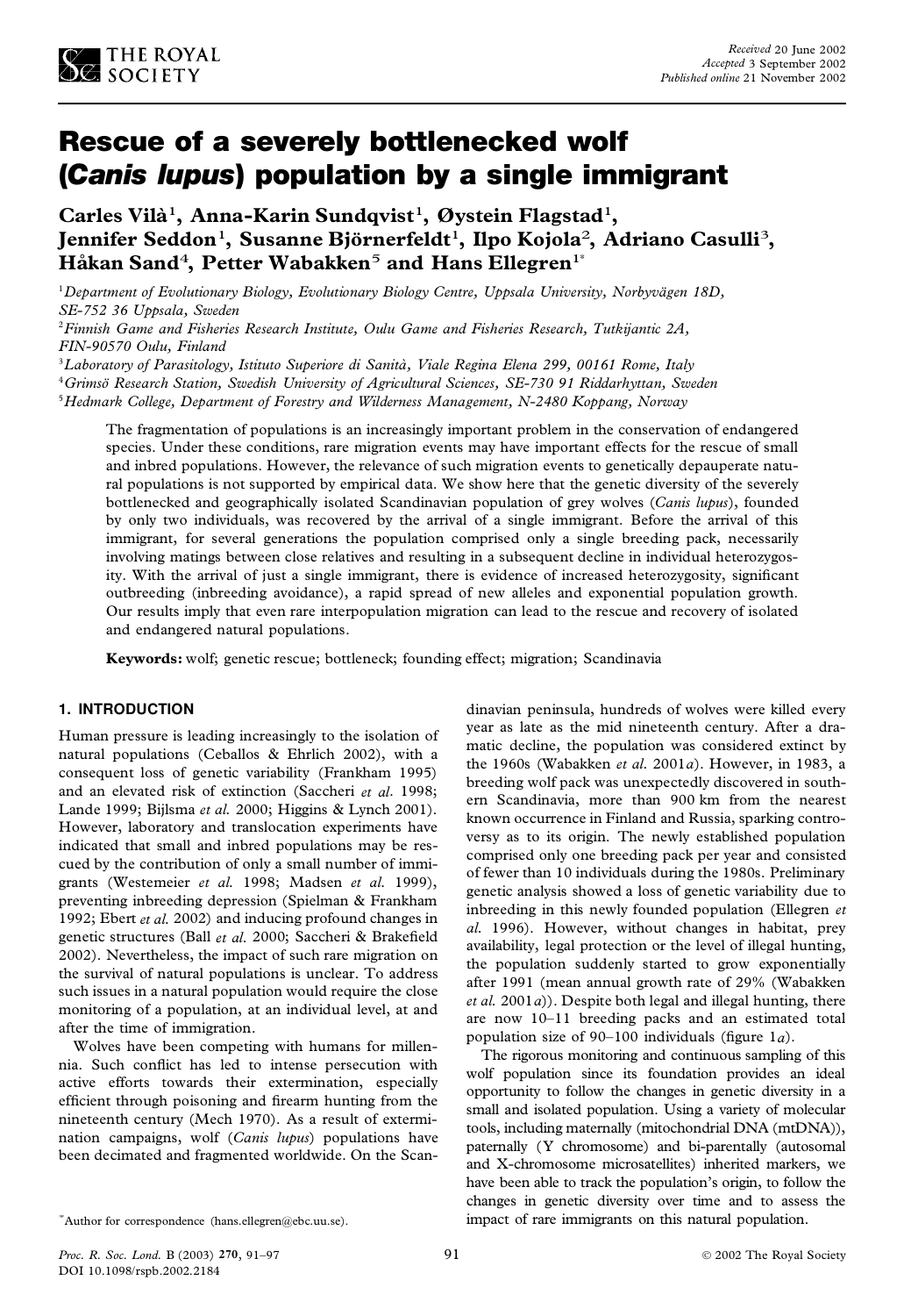# Rescue of a severely bottlenecked wolf (*Canis lupus*) population by a single immigrant

**Carles Vilà[1], Anna-Karin Sundqvist[1], Øystein Flagstad[1], Jennifer Seddon[1], Susanne Björnerfeldt[1], Ilpo Kojola[2], Adriano Casulli[3], Håkan Sand[4], Petter Wabakken[5] and Hans Ellegren[1*]**

[1]Department of Evolutionary Biology, Evolutionary Biology Centre, Uppsala University, Norbyvägen 18D, SE-752 36 Uppsala, Sweden

[2]Finnish Game and Fisheries Research Institute, Oulu Game and Fisheries Research, Tutkijantie 2A, FIN-90570 Oulu, Finland

[3]Laboratory of Parasitology, Istituto Superiore di Sanità, Viale Regina Elena 299, 00161 Rome, Italy

[4]Grimsö Research Station, Swedish University of Agricultural Sciences, SE-730 91 Riddarhyttan, Sweden

[5]Hedmark College, Department of Forestry and Wilderness Management, N-2480 Koppang, Norway

*Received* 20 June 2002
*Accepted* 3 September 2002
*Published online* 21 November 2002

The fragmentation of populations is an increasingly important problem in the conservation of endangered species. Under these conditions, rare migration events may have important effects for the rescue of small and inbred populations. However, the relevance of such migration events to genetically depauperate natural populations is not supported by empirical data. We show here that the genetic diversity of the severely bottlenecked and geographically isolated Scandinavian population of grey wolves (*Canis lupus*), founded by only two individuals, was recovered by the arrival of a single immigrant. Before the arrival of this immigrant, for several generations the population comprised only a single breeding pack, necessarily involving matings between close relatives and resulting in a subsequent decline in individual heterozygosity. With the arrival of just a single immigrant, there is evidence of increased heterozygosity, significant outbreeding (inbreeding avoidance), a rapid spread of new alleles and exponential population growth. Our results imply that even rare interpopulation migration can lead to the rescue and recovery of isolated and endangered natural populations.

**Keywords:** wolf; genetic rescue; bottleneck; founding effect; migration; Scandinavia

## 1. INTRODUCTION

Human pressure is leading increasingly to the isolation of natural populations (Ceballos & Ehrlich 2002), with a consequent loss of genetic variability (Frankham 1995) and an elevated risk of extinction (Saccheri *et al.* 1998; Lande 1999; Bijlsma *et al.* 2000; Higgins & Lynch 2001). However, laboratory and translocation experiments have indicated that small and inbred populations may be rescued by the contribution of only a small number of immigrants (Westemeier *et al.* 1998; Madsen *et al.* 1999), preventing inbreeding depression (Spielman & Frankham 1992; Ebert *et al.* 2002) and inducing profound changes in genetic structures (Ball *et al.* 2000; Saccheri & Brakefield 2002). Nevertheless, the impact of such rare migration on the survival of natural populations is unclear. To address such issues in a natural population would require the close monitoring of a population, at an individual level, at and after the time of immigration.

Wolves have been competing with humans for millennia. Such conflict has led to intense persecution with active efforts towards their extermination, especially efficient through poisoning and firearm hunting from the nineteenth century (Mech 1970). As a result of extermination campaigns, wolf (*Canis lupus*) populations have been decimated and fragmented worldwide. On the Scandinavian peninsula, hundreds of wolves were killed every year as late as the mid nineteenth century. After a dramatic decline, the population was considered extinct by the 1960s (Wabakken *et al.* 2001*a*). However, in 1983, a breeding wolf pack was unexpectedly discovered in southern Scandinavia, more than 900 km from the nearest known occurrence in Finland and Russia, sparking controversy as to its origin. The newly established population comprised only one breeding pack per year and consisted of fewer than 10 individuals during the 1980s. Preliminary genetic analysis showed a loss of genetic variability due to inbreeding in this newly founded population (Ellegren *et al.* 1996). However, without changes in habitat, prey availability, legal protection or the level of illegal hunting, the population suddenly started to grow exponentially after 1991 (mean annual growth rate of 29% (Wabakken *et al.* 2001*a*)). Despite both legal and illegal hunting, there are now 10–11 breeding packs and an estimated total population size of 90–100 individuals (figure 1*a*).

The rigorous monitoring and continuous sampling of this wolf population since its foundation provides an ideal opportunity to follow the changes in genetic diversity in a small and isolated population. Using a variety of molecular tools, including maternally (mitochondrial DNA (mtDNA)), paternally (Y chromosome) and bi-parentally (autosomal and X-chromosome microsatellites) inherited markers, we have been able to track the population's origin, to follow the changes in genetic diversity over time and to assess the impact of rare immigrants on this natural population.

*Author for correspondence (hans.ellegren@ebc.uu.se).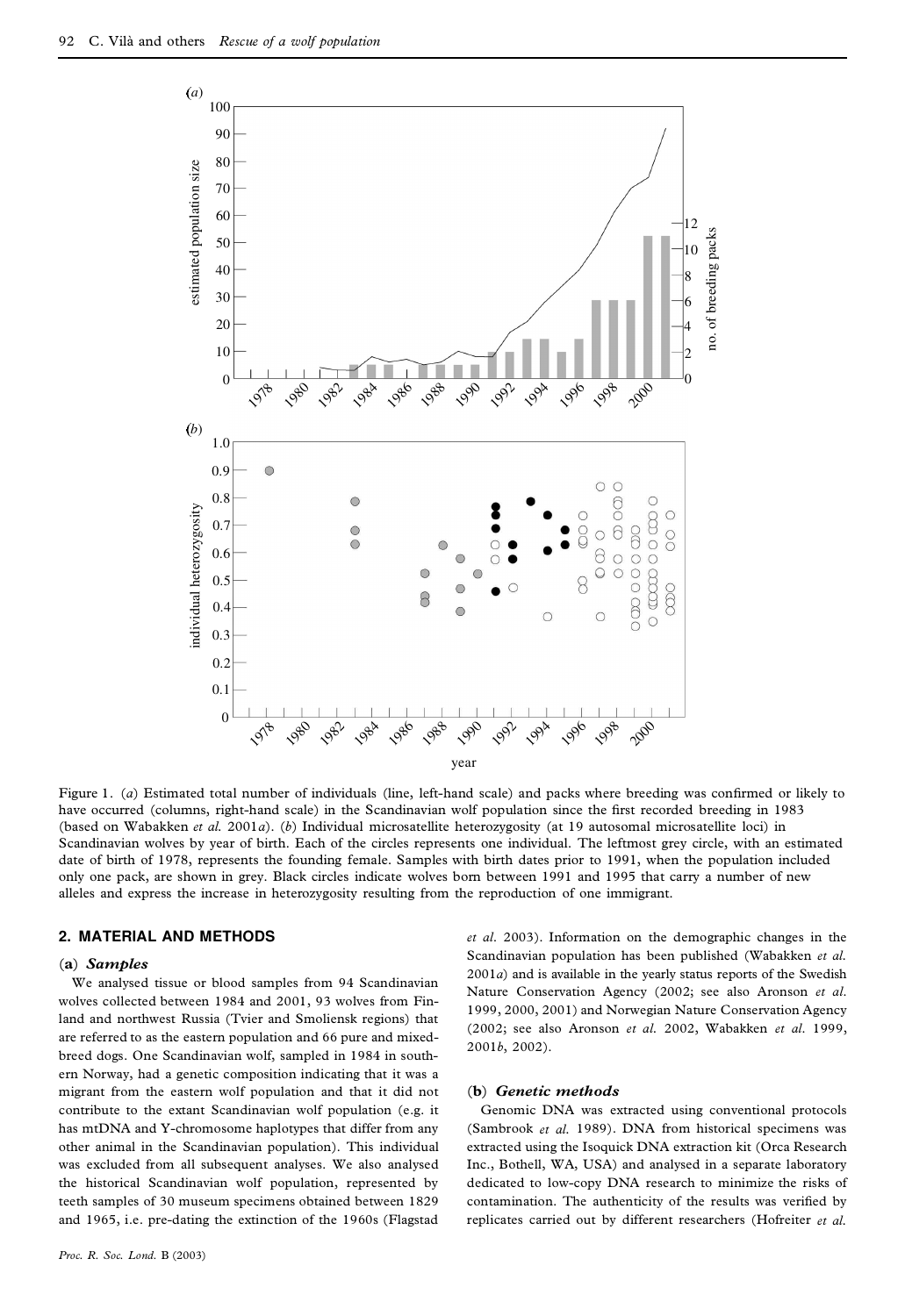Figure 1. (*a*) Estimated total number of individuals (line, left-hand scale) and packs where breeding was confirmed or likely to have occurred (columns, right-hand scale) in the Scandinavian wolf population since the first recorded breeding in 1983 (based on Wabakken *et al.* 2001*a*). (*b*) Individual microsatellite heterozygosity (at 19 autosomal microsatellite loci) in Scandinavian wolves by year of birth. Each of the circles represents one individual. The leftmost grey circle, with an estimated date of birth of 1978, represents the founding female. Samples with birth dates prior to 1991, when the population included only one pack, are shown in grey. Black circles indicate wolves born between 1991 and 1995 that carry a number of new alleles and express the increase in heterozygosity resulting from the reproduction of one immigrant.

## 2. MATERIAL AND METHODS

### (a) *Samples*

We analysed tissue or blood samples from 94 Scandinavian wolves collected between 1984 and 2001, 93 wolves from Finland and northwest Russia (Tvier and Smoliensk regions) that are referred to as the eastern population and 66 pure and mixed-breed dogs. One Scandinavian wolf, sampled in 1984 in southern Norway, had a genetic composition indicating that it was a migrant from the eastern wolf population and that it did not contribute to the extant Scandinavian wolf population (e.g. it has mtDNA and Y-chromosome haplotypes that differ from any other animal in the Scandinavian population). This individual was excluded from all subsequent analyses. We also analysed the historical Scandinavian wolf population, represented by teeth samples of 30 museum specimens obtained between 1829 and 1965, i.e. pre-dating the extinction of the 1960s (Flagstad *et al.* 2003). Information on the demographic changes in the Scandinavian population has been published (Wabakken *et al.* 2001*a*) and is available in the yearly status reports of the Swedish Nature Conservation Agency (2002; see also Aronson *et al.* 1999, 2000, 2001) and Norwegian Nature Conservation Agency (2002; see also Aronson *et al.* 2002, Wabakken *et al.* 1999, 2001*b*, 2002).

### (b) *Genetic methods*

Genomic DNA was extracted using conventional protocols (Sambrook *et al.* 1989). DNA from historical specimens was extracted using the Isoquick DNA extraction kit (Orca Research Inc., Bothell, WA, USA) and analysed in a separate laboratory dedicated to low-copy DNA research to minimize the risks of contamination. The authenticity of the results was verified by replicates carried out by different researchers (Hofreiter *et al.*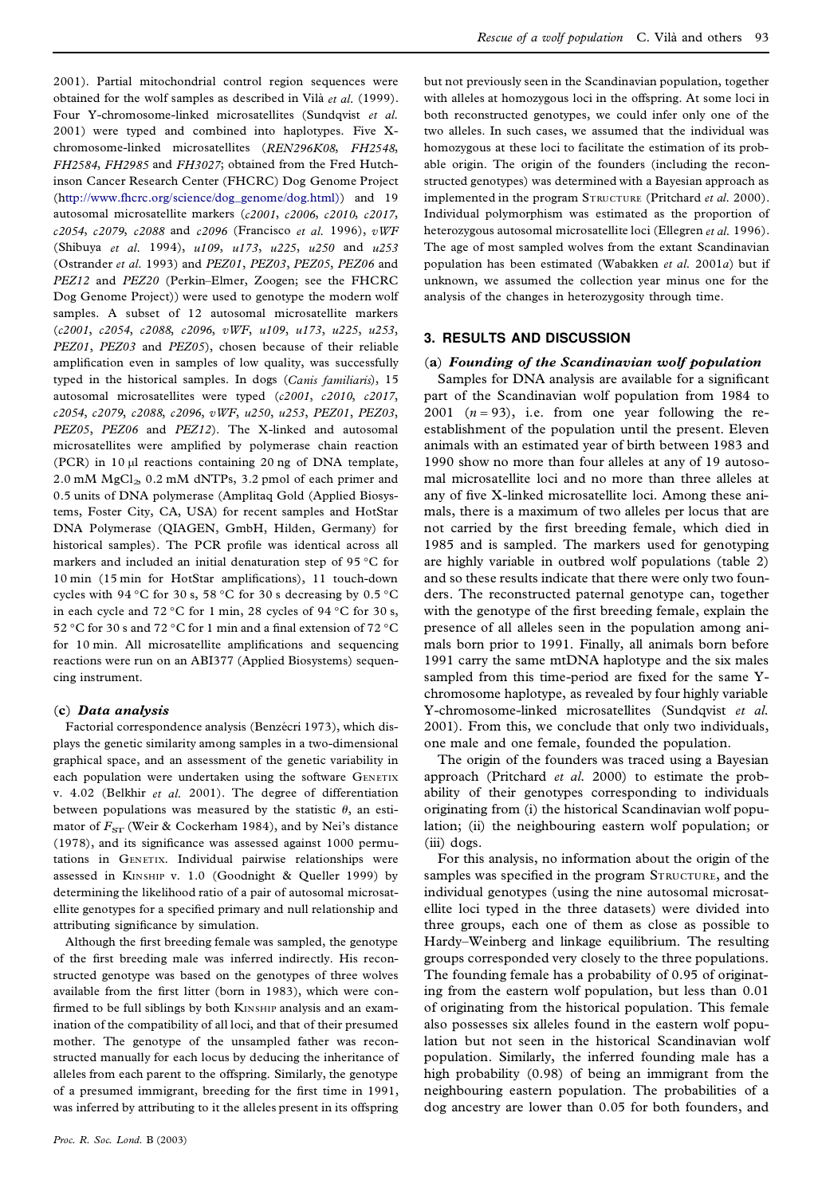2001). Partial mitochondrial control region sequences were obtained for the wolf samples as described in Vilà *et al.* (1999). Four Y-chromosome-linked microsatellites (Sundqvist *et al.* 2001) were typed and combined into haplotypes. Five X-chromosome-linked microsatellites (*REN296K08*, *FH2548*, *FH2584*, *FH2985* and *FH3027*; obtained from the Fred Hutchinson Cancer Research Center (FHCRC) Dog Genome Project (http://www.fhcrc.org/science/dog_genome/dog.html)) and 19 autosomal microsatellite markers (*c2001*, *c2006*, *c2010*, *c2017*, *c2054*, *c2079*, *c2088* and *c2096* (Francisco *et al.* 1996), *vWF* (Shibuya *et al.* 1994), *u109*, *u173*, *u225*, *u250* and *u253* (Ostrander *et al.* 1993) and *PEZ01*, *PEZ03*, *PEZ05*, *PEZ06* and *PEZ12* and *PEZ20* (Perkin–Elmer, Zoogen; see the FHCRC Dog Genome Project)) were used to genotype the modern wolf samples. A subset of 12 autosomal microsatellite markers (*c2001*, *c2054*, *c2088*, *c2096*, *vWF*, *u109*, *u173*, *u225*, *u253*, *PEZ01*, *PEZ03* and *PEZ05*), chosen because of their reliable amplification even in samples of low quality, was successfully typed in the historical samples. In dogs (*Canis familiaris*), 15 autosomal microsatellites were typed (*c2001*, *c2010*, *c2017*, *c2054*, *c2079*, *c2088*, *c2096*, *vWF*, *u250*, *u253*, *PEZ01*, *PEZ03*, *PEZ05*, *PEZ06* and *PEZ12*). The X-linked and autosomal microsatellites were amplified by polymerase chain reaction (PCR) in 10 μl reactions containing 20 ng of DNA template, 2.0 mM $MgCl_2$, 0.2 mM dNTPs, 3.2 pmol of each primer and 0.5 units of DNA polymerase (Amplitaq Gold (Applied Biosystems, Foster City, CA, USA) for recent samples and HotStar DNA Polymerase (QIAGEN, GmbH, Hilden, Germany) for historical samples). The PCR profile was identical across all markers and included an initial denaturation step of 95 °C for 10 min (15 min for HotStar amplifications), 11 touch-down cycles with 94 °C for 30 s, 58 °C for 30 s decreasing by 0.5 °C in each cycle and 72 °C for 1 min, 28 cycles of 94 °C for 30 s, 52 °C for 30 s and 72 °C for 1 min and a final extension of 72 °C for 10 min. All microsatellite amplifications and sequencing reactions were run on an ABI377 (Applied Biosystems) sequencing instrument.

### (c) *Data analysis*

Factorial correspondence analysis (Benzécri 1973), which displays the genetic similarity among samples in a two-dimensional graphical space, and an assessment of the genetic variability in each population were undertaken using the software Genetix v. 4.02 (Belkhir *et al.* 2001). The degree of differentiation between populations was measured by the statistic $\theta$, an estimator of $F_{ST}$ (Weir & Cockerham 1984), and by Nei's distance (1978), and its significance was assessed against 1000 permutations in Genetix. Individual pairwise relationships were assessed in Kinship v. 1.0 (Goodnight & Queller 1999) by determining the likelihood ratio of a pair of autosomal microsatellite genotypes for a specified primary and null relationship and attributing significance by simulation.

Although the first breeding female was sampled, the genotype of the first breeding male was inferred indirectly. His reconstructed genotype was based on the genotypes of three wolves available from the first litter (born in 1983), which were confirmed to be full siblings by both Kinship analysis and an examination of the compatibility of all loci, and that of their presumed mother. The genotype of the unsampled father was reconstructed manually for each locus by deducing the inheritance of alleles from each parent to the offspring. Similarly, the genotype of a presumed immigrant, breeding for the first time in 1991, was inferred by attributing to it the alleles present in its offspring but not previously seen in the Scandinavian population, together with alleles at homozygous loci in the offspring. At some loci in both reconstructed genotypes, we could infer only one of the two alleles. In such cases, we assumed that the individual was homozygous at these loci to facilitate the estimation of its probable origin. The origin of the founders (including the reconstructed genotypes) was determined with a Bayesian approach as implemented in the program Structure (Pritchard *et al.* 2000). Individual polymorphism was estimated as the proportion of heterozygous autosomal microsatellite loci (Ellegren *et al.* 1996). The age of most sampled wolves from the extant Scandinavian population has been estimated (Wabakken *et al.* 2001*a*) but if unknown, we assumed the collection year minus one for the analysis of the changes in heterozygosity through time.

## 3. RESULTS AND DISCUSSION

### (a) *Founding of the Scandinavian wolf population*

Samples for DNA analysis are available for a significant part of the Scandinavian wolf population from 1984 to 2001 ($n = 93$), i.e. from one year following the re-establishment of the population until the present. Eleven animals with an estimated year of birth between 1983 and 1990 show no more than four alleles at any of 19 autosomal microsatellite loci and no more than three alleles at any of five X-linked microsatellite loci. Among these animals, there is a maximum of two alleles per locus that are not carried by the first breeding female, which died in 1985 and is sampled. The markers used for genotyping are highly variable in outbred wolf populations (table 2) and so these results indicate that there were only two founders. The reconstructed paternal genotype can, together with the genotype of the first breeding female, explain the presence of all alleles seen in the population among animals born prior to 1991. Finally, all animals born before 1991 carry the same mtDNA haplotype and the six males sampled from this time-period are fixed for the same Y-chromosome haplotype, as revealed by four highly variable Y-chromosome-linked microsatellites (Sundqvist *et al.* 2001). From this, we conclude that only two individuals, one male and one female, founded the population.

The origin of the founders was traced using a Bayesian approach (Pritchard *et al.* 2000) to estimate the probability of their genotypes corresponding to individuals originating from (i) the historical Scandinavian wolf population; (ii) the neighbouring eastern wolf population; or (iii) dogs.

For this analysis, no information about the origin of the samples was specified in the program Structure, and the individual genotypes (using the nine autosomal microsatellite loci typed in the three datasets) were divided into three groups, each one of them as close as possible to Hardy–Weinberg and linkage equilibrium. The resulting groups corresponded very closely to the three populations. The founding female has a probability of 0.95 of originating from the eastern wolf population, but less than 0.01 of originating from the historical population. This female also possesses six alleles found in the eastern wolf population but not seen in the historical Scandinavian wolf population. Similarly, the inferred founding male has a high probability (0.98) of being an immigrant from the neighbouring eastern population. The probabilities of a dog ancestry are lower than 0.05 for both founders, and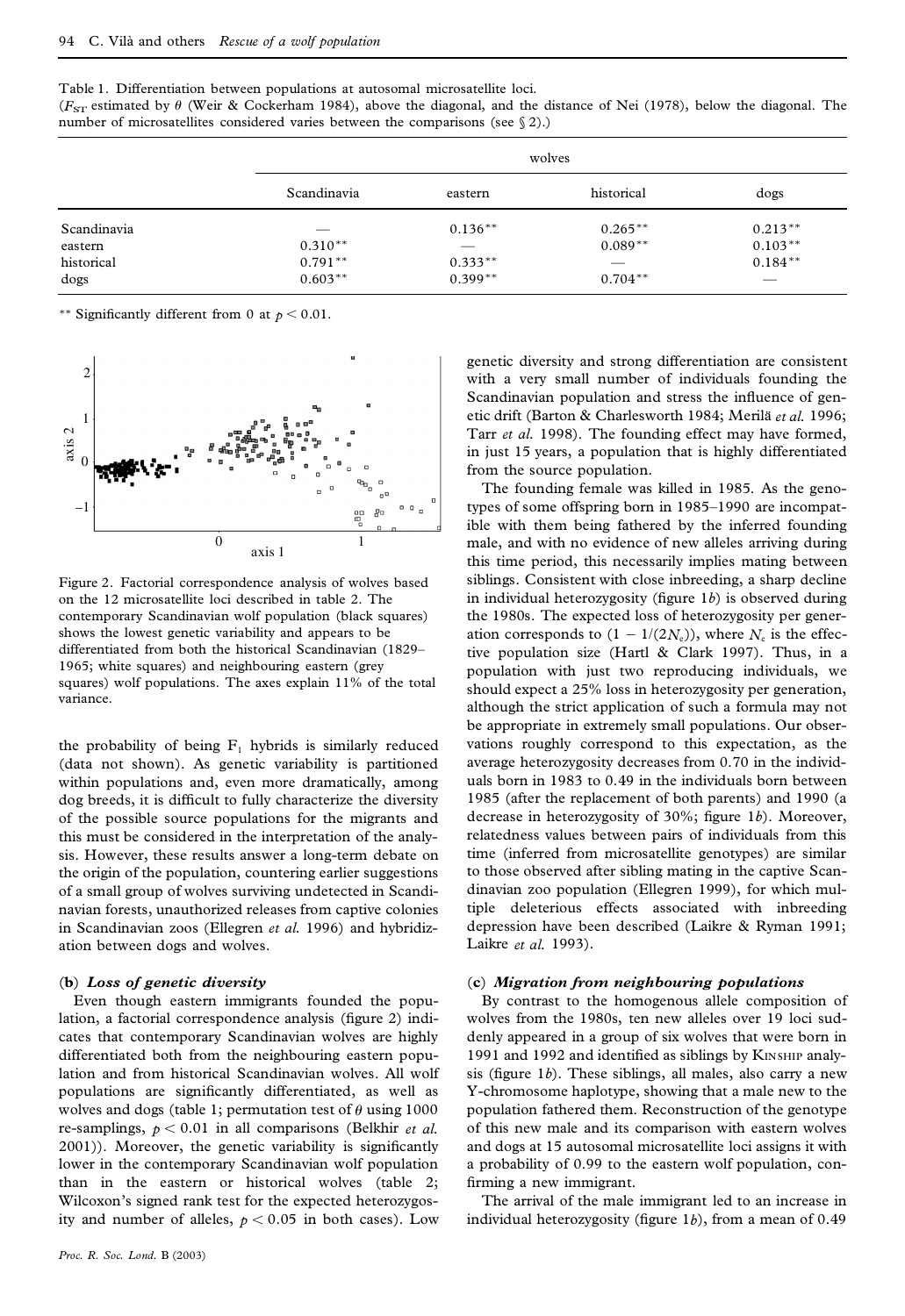Table 1. Differentiation between populations at autosomal microsatellite loci.
($F_{ST}$ estimated by $\theta$ (Weir & Cockerham 1984), above the diagonal, and the distance of Nei (1978), below the diagonal. The number of microsatellites considered varies between the comparisons (see § 2).)

| | wolves | | | |
|---|---|---|---|---|
| | Scandinavia | eastern | historical | dogs |
| Scandinavia | — | 0.136** | 0.265** | 0.213** |
| eastern | 0.310** | — | 0.089** | 0.103** |
| historical | 0.791** | 0.333** | — | 0.184** |
| dogs | 0.603** | 0.399** | 0.704** | — |

** Significantly different from 0 at $p < 0.01$.

Figure 2. Factorial correspondence analysis of wolves based on the 12 microsatellite loci described in table 2. The contemporary Scandinavian wolf population (black squares) shows the lowest genetic variability and appears to be differentiated from both the historical Scandinavian (1829–1965; white squares) and neighbouring eastern (grey squares) wolf populations. The axes explain 11% of the total variance.

the probability of being $F_1$ hybrids is similarly reduced (data not shown). As genetic variability is partitioned within populations and, even more dramatically, among dog breeds, it is difficult to fully characterize the diversity of the possible source populations for the migrants and this must be considered in the interpretation of the analysis. However, these results answer a long-term debate on the origin of the population, countering earlier suggestions of a small group of wolves surviving undetected in Scandinavian forests, unauthorized releases from captive colonies in Scandinavian zoos (Ellegren *et al.* 1996) and hybridization between dogs and wolves.

### (b) *Loss of genetic diversity*

Even though eastern immigrants founded the population, a factorial correspondence analysis (figure 2) indicates that contemporary Scandinavian wolves are highly differentiated both from the neighbouring eastern population and from historical Scandinavian wolves. All wolf populations are significantly differentiated, as well as wolves and dogs (table 1; permutation test of $\theta$ using 1000 re-samplings, $p < 0.01$ in all comparisons (Belkhir *et al.* 2001)). Moreover, the genetic variability is significantly lower in the contemporary Scandinavian wolf population than in the eastern or historical wolves (table 2; Wilcoxon's signed rank test for the expected heterozygosity and number of alleles, $p < 0.05$ in both cases). Low genetic diversity and strong differentiation are consistent with a very small number of individuals founding the Scandinavian population and stress the influence of genetic drift (Barton & Charlesworth 1984; Merilä *et al.* 1996; Tarr *et al.* 1998). The founding effect may have formed, in just 15 years, a population that is highly differentiated from the source population.

The founding female was killed in 1985. As the genotypes of some offspring born in 1985–1990 are incompatible with them being fathered by the inferred founding male, and with no evidence of new alleles arriving during this time period, this necessarily implies mating between siblings. Consistent with close inbreeding, a sharp decline in individual heterozygosity (figure 1*b*) is observed during the 1980s. The expected loss of heterozygosity per generation corresponds to $(1 - 1/(2N_e))$, where $N_e$ is the effective population size (Hartl & Clark 1997). Thus, in a population with just two reproducing individuals, we should expect a 25% loss in heterozygosity per generation, although the strict application of such a formula may not be appropriate in extremely small populations. Our observations roughly correspond to this expectation, as the average heterozygosity decreases from 0.70 in the individuals born in 1983 to 0.49 in the individuals born between 1985 (after the replacement of both parents) and 1990 (a decrease in heterozygosity of 30%; figure 1*b*). Moreover, relatedness values between pairs of individuals from this time (inferred from microsatellite genotypes) are similar to those observed after sibling mating in the captive Scandinavian zoo population (Ellegren 1999), for which multiple deleterious effects associated with inbreeding depression have been described (Laikre & Ryman 1991; Laikre *et al.* 1993).

### (c) *Migration from neighbouring populations*

By contrast to the homogenous allele composition of wolves from the 1980s, ten new alleles over 19 loci suddenly appeared in a group of six wolves that were born in 1991 and 1992 and identified as siblings by KINSHIP analysis (figure 1*b*). These siblings, all males, also carry a new Y-chromosome haplotype, showing that a male new to the population fathered them. Reconstruction of the genotype of this new male and its comparison with eastern wolves and dogs at 15 autosomal microsatellite loci assigns it with a probability of 0.99 to the eastern wolf population, confirming a new immigrant.

The arrival of the male immigrant led to an increase in individual heterozygosity (figure 1*b*), from a mean of 0.49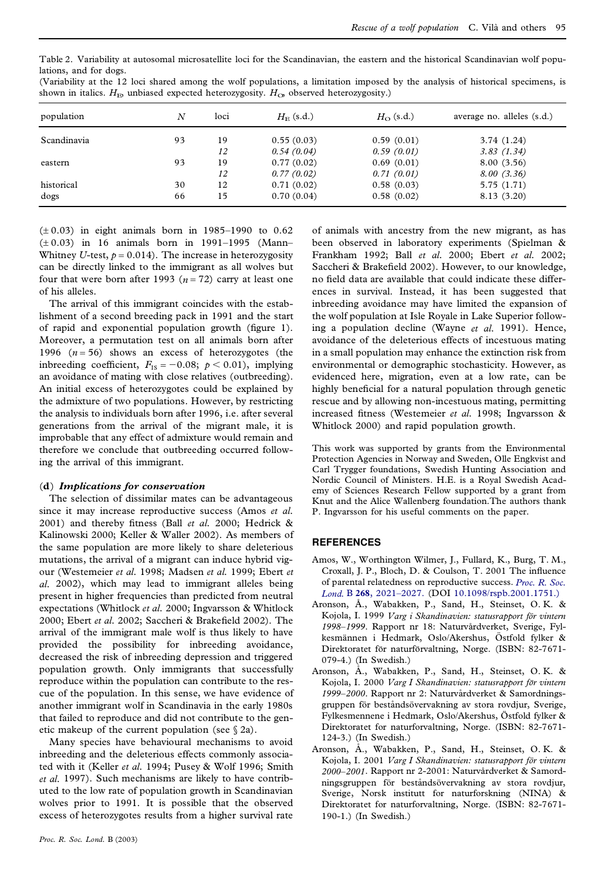Table 2. Variability at autosomal microsatellite loci for the Scandinavian, the eastern and the historical Scandinavian wolf populations, and for dogs.

(Variability at the 12 loci shared among the wolf populations, a limitation imposed by the analysis of historical specimens, is shown in italics. $H_E$, unbiased expected heterozygosity. $H_O$, observed heterozygosity.)

| population | $N$ | loci | $H_E$ (s.d.) | $H_O$ (s.d.) | average no. alleles (s.d.) |
|---|---|---|---|---|---|
| Scandinavia | 93 | 19 | 0.55 (0.03) | 0.59 (0.01) | 3.74 (1.24) |
| | | *12* | *0.54 (0.04)* | *0.59 (0.01)* | *3.83 (1.34)* |
| eastern | 93 | 19 | 0.77 (0.02) | 0.69 (0.01) | 8.00 (3.56) |
| | | *12* | *0.77 (0.02)* | *0.71 (0.01)* | *8.00 (3.36)* |
| historical | 30 | 12 | 0.71 (0.02) | 0.58 (0.03) | 5.75 (1.71) |
| dogs | 66 | 15 | 0.70 (0.04) | 0.58 (0.02) | 8.13 (3.20) |

($\pm$ 0.03) in eight animals born in 1985–1990 to 0.62 ($\pm$ 0.03) in 16 animals born in 1991–1995 (Mann–Whitney $U$-test, $p = 0.014$). The increase in heterozygosity can be directly linked to the immigrant as all wolves but four that were born after 1993 ($n = 72$) carry at least one of his alleles.

The arrival of this immigrant coincides with the establishment of a second breeding pack in 1991 and the start of rapid and exponential population growth (figure 1). Moreover, a permutation test on all animals born after 1996 ($n = 56$) shows an excess of heterozygotes (the inbreeding coefficient, $F_{IS} = -0.08$; $p < 0.01$), implying an avoidance of mating with close relatives (outbreeding). An initial excess of heterozygotes could be explained by the admixture of two populations. However, by restricting the analysis to individuals born after 1996, i.e. after several generations from the arrival of the migrant male, it is improbable that any effect of admixture would remain and therefore we conclude that outbreeding occurred following the arrival of this immigrant.

### (d) *Implications for conservation*

The selection of dissimilar mates can be advantageous since it may increase reproductive success (Amos *et al.* 2001) and thereby fitness (Ball *et al.* 2000; Hedrick & Kalinowski 2000; Keller & Waller 2002). As members of the same population are more likely to share deleterious mutations, the arrival of a migrant can induce hybrid vigour (Westemeier *et al.* 1998; Madsen *et al.* 1999; Ebert *et al.* 2002), which may lead to immigrant alleles being present in higher frequencies than predicted from neutral expectations (Whitlock *et al.* 2000; Ingvarsson & Whitlock 2000; Ebert *et al.* 2002; Saccheri & Brakefield 2002). The arrival of the immigrant male wolf is thus likely to have provided the possibility for inbreeding avoidance, decreased the risk of inbreeding depression and triggered population growth. Only immigrants that successfully reproduce within the population can contribute to the rescue of the population. In this sense, we have evidence of another immigrant wolf in Scandinavia in the early 1980s that failed to reproduce and did not contribute to the genetic makeup of the current population (see § 2a).

Many species have behavioural mechanisms to avoid inbreeding and the deleterious effects commonly associated with it (Keller *et al.* 1994; Pusey & Wolf 1996; Smith *et al.* 1997). Such mechanisms are likely to have contributed to the low rate of population growth in Scandinavian wolves prior to 1991. It is possible that the observed excess of heterozygotes results from a higher survival rate of animals with ancestry from the new migrant, as has been observed in laboratory experiments (Spielman & Frankham 1992; Ball *et al.* 2000; Ebert *et al.* 2002; Saccheri & Brakefield 2002). However, to our knowledge, no field data are available that could indicate these differences in survival. Instead, it has been suggested that inbreeding avoidance may have limited the expansion of the wolf population at Isle Royale in Lake Superior following a population decline (Wayne *et al.* 1991). Hence, avoidance of the deleterious effects of incestuous mating in a small population may enhance the extinction risk from environmental or demographic stochasticity. However, as evidenced here, migration, even at a low rate, can be highly beneficial for a natural population through genetic rescue and by allowing non-incestuous mating, permitting increased fitness (Westemeier *et al.* 1998; Ingvarsson & Whitlock 2000) and rapid population growth.

This work was supported by grants from the Environmental Protection Agencies in Norway and Sweden, Olle Engkvist and Carl Trygger foundations, Swedish Hunting Association and Nordic Council of Ministers. H.E. is a Royal Swedish Academy of Sciences Research Fellow supported by a grant from Knut and the Alice Wallenberg foundation.The authors thank P. Ingvarsson for his useful comments on the paper.

## REFERENCES

Amos, W., Worthington Wilmer, J., Fullard, K., Burg, T. M., Croxall, J. P., Bloch, D. & Coulson, T. 2001 The influence of parental relatedness on reproductive success. *Proc. R. Soc. Lond.* B **268**, 2021–2027. (DOI 10.1098/rspb.2001.1751.)

Aronson, Å., Wabakken, P., Sand, H., Steinset, O. K. & Kojola, I. 1999 *Varg i Skandinavien: statusrapport för vintern 1998–1999*. Rapport nr 18: Naturvårdverket, Sverige, Fylkesmännen i Hedmark, Oslo/Akershus, Östfold fylker & Direktoratet för naturförvaltning, Norge. (ISBN: 82-7671-079-4.) (In Swedish.)

Aronson, Å., Wabakken, P., Sand, H., Steinset, O. K. & Kojola, I. 2000 *Varg I Skandinavien: statusrapport för vintern 1999–2000*. Rapport nr 2: Naturvårdverket & Samordningsgruppen för beståndsövervakning av stora rovdjur, Sverige, Fylkesmennene i Hedmark, Oslo/Akershus, Östfold fylker & Direktoratet for naturforvaltning, Norge. (ISBN: 82-7671-124-3.) (In Swedish.)

Aronson, Å., Wabakken, P., Sand, H., Steinset, O. K. & Kojola, I. 2001 *Varg I Skandinavien: statusrapport för vintern 2000–2001*. Rapport nr 2-2001: Naturvårdverket & Samordningsgruppen för beståndsövervakning av stora rovdjur, Sverige, Norsk institutt for naturforskning (NINA) & Direktoratet for naturforvaltning, Norge. (ISBN: 82-7671-190-1.) (In Swedish.)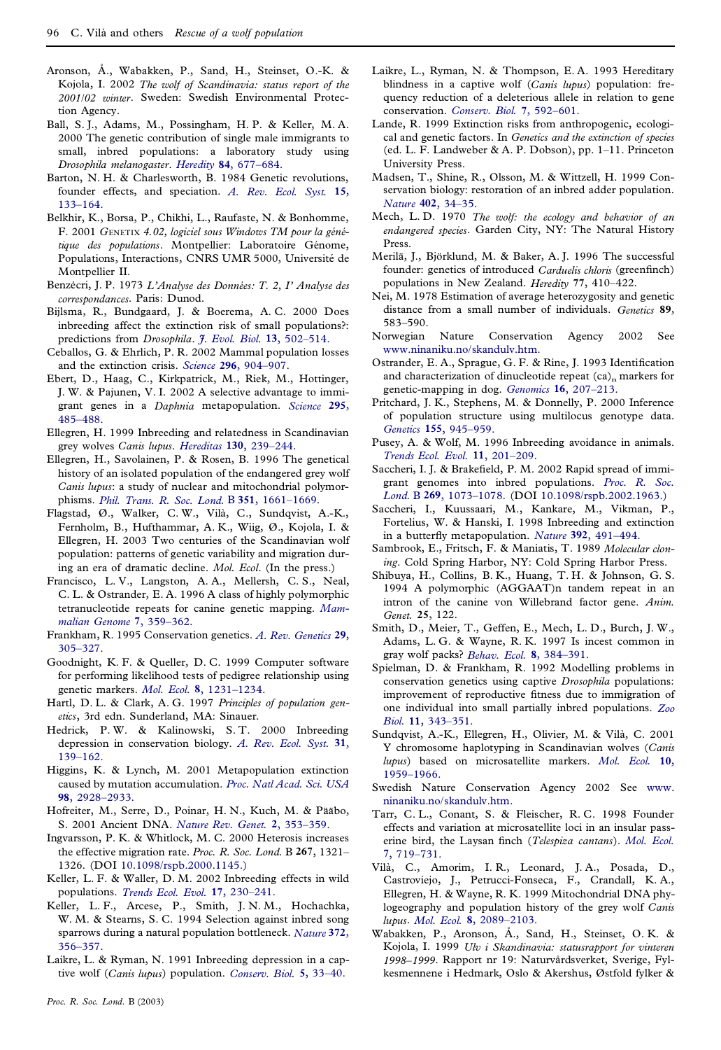Aronson, Å., Wabakken, P., Sand, H., Steinset, O.-K. & Kojola, I. 2002 *The wolf of Scandinavia: status report of the 2001/02 winter*. Sweden: Swedish Environmental Protection Agency.

Ball, S. J., Adams, M., Possingham, H. P. & Keller, M. A. 2000 The genetic contribution of single male immigrants to small, inbred populations: a laboratory study using *Drosophila melanogaster*. *Heredity* **84**, 677–684.

Barton, N. H. & Charlesworth, B. 1984 Genetic revolutions, founder effects, and speciation. *A. Rev. Ecol. Syst.* **15**, 133–164.

Belkhir, K., Borsa, P., Chikhi, L., Raufaste, N. & Bonhomme, F. 2001 GENETIX *4.02, logiciel sous Windows TM pour la génétique des populations*. Montpellier: Laboratoire Génome, Populations, Interactions, CNRS UMR 5000, Université de Montpellier II.

Benzécri, J. P. 1973 *L'Analyse des Données: T. 2, I' Analyse des correspondances*. Paris: Dunod.

Bijlsma, R., Bundgaard, J. & Boerema, A. C. 2000 Does inbreeding affect the extinction risk of small populations?: predictions from *Drosophila*. *J. Evol. Biol.* **13**, 502–514.

Ceballos, G. & Ehrlich, P. R. 2002 Mammal population losses and the extinction crisis. *Science* **296**, 904–907.

Ebert, D., Haag, C., Kirkpatrick, M., Riek, M., Hottinger, J. W. & Pajunen, V. I. 2002 A selective advantage to immigrant genes in a *Daphnia* metapopulation. *Science* **295**, 485–488.

Ellegren, H. 1999 Inbreeding and relatedness in Scandinavian grey wolves *Canis lupus*. *Hereditas* **130**, 239–244.

Ellegren, H., Savolainen, P. & Rosen, B. 1996 The genetical history of an isolated population of the endangered grey wolf *Canis lupus*: a study of nuclear and mitochondrial polymorphisms. *Phil. Trans. R. Soc. Lond.* B **351**, 1661–1669.

Flagstad, Ø., Walker, C. W., Vilà, C., Sundqvist, A.-K., Fernholm, B., Hufthammar, A. K., Wiig, Ø., Kojola, I. & Ellegren, H. 2003 Two centuries of the Scandinavian wolf population: patterns of genetic variability and migration during an era of dramatic decline. *Mol. Ecol.* (In the press.)

Francisco, L. V., Langston, A. A., Mellersh, C. S., Neal, C. L. & Ostrander, E. A. 1996 A class of highly polymorphic tetranucleotide repeats for canine genetic mapping. *Mammalian Genome* **7**, 359–362.

Frankham, R. 1995 Conservation genetics. *A. Rev. Genetics* **29**, 305–327.

Goodnight, K. F. & Queller, D. C. 1999 Computer software for performing likelihood tests of pedigree relationship using genetic markers. *Mol. Ecol.* **8**, 1231–1234.

Hartl, D. L. & Clark, A. G. 1997 *Principles of population genetics*, 3rd edn. Sunderland, MA: Sinauer.

Hedrick, P. W. & Kalinowski, S. T. 2000 Inbreeding depression in conservation biology. *A. Rev. Ecol. Syst.* **31**, 139–162.

Higgins, K. & Lynch, M. 2001 Metapopulation extinction caused by mutation accumulation. *Proc. Natl Acad. Sci. USA* **98**, 2928–2933.

Hofreiter, M., Serre, D., Poinar, H. N., Kuch, M. & Pääbo, S. 2001 Ancient DNA. *Nature Rev. Genet.* **2**, 353–359.

Ingvarsson, P. K. & Whitlock, M. C. 2000 Heterosis increases the effective migration rate. *Proc. R. Soc. Lond.* B **267**, 1321–1326. (DOI 10.1098/rspb.2000.1145.)

Keller, L. F. & Waller, D. M. 2002 Inbreeding effects in wild populations. *Trends Ecol. Evol.* **17**, 230–241.

Keller, L. F., Arcese, P., Smith, J. N. M., Hochachka, W. M. & Stearns, S. C. 1994 Selection against inbred song sparrows during a natural population bottleneck. *Nature* **372**, 356–357.

Laikre, L. & Ryman, N. 1991 Inbreeding depression in a captive wolf (*Canis lupus*) population. *Conserv. Biol.* **5**, 33–40.

Laikre, L., Ryman, N. & Thompson, E. A. 1993 Hereditary blindness in a captive wolf (*Canis lupus*) population: frequency reduction of a deleterious allele in relation to gene conservation. *Conserv. Biol.* **7**, 592–601.

Lande, R. 1999 Extinction risks from anthropogenic, ecological and genetic factors. In *Genetics and the extinction of species* (ed. L. F. Landweber & A. P. Dobson), pp. 1–11. Princeton University Press.

Madsen, T., Shine, R., Olsson, M. & Wittzell, H. 1999 Conservation biology: restoration of an inbred adder population. *Nature* **402**, 34–35.

Mech, L. D. 1970 *The wolf: the ecology and behavior of an endangered species*. Garden City, NY: The Natural History Press.

Merilä, J., Björklund, M. & Baker, A. J. 1996 The successful founder: genetics of introduced *Carduelis chloris* (greenfinch) populations in New Zealand. *Heredity* 77, 410–422.

Nei, M. 1978 Estimation of average heterozygosity and genetic distance from a small number of individuals. *Genetics* **89**, 583–590.

Norwegian Nature Conservation Agency 2002 See www.ninaniku.no/skandulv.htm.

Ostrander, E. A., Sprague, G. F. & Rine, J. 1993 Identification and characterization of dinucleotide repeat $(ca)_n$ markers for genetic-mapping in dog. *Genomics* **16**, 207–213.

Pritchard, J. K., Stephens, M. & Donnelly, P. 2000 Inference of population structure using multilocus genotype data. *Genetics* **155**, 945–959.

Pusey, A. & Wolf, M. 1996 Inbreeding avoidance in animals. *Trends Ecol. Evol.* **11**, 201–209.

Saccheri, I. J. & Brakefield, P. M. 2002 Rapid spread of immigrant genomes into inbred populations. *Proc. R. Soc. Lond.* B **269**, 1073–1078. (DOI 10.1098/rspb.2002.1963.)

Saccheri, I., Kuussaari, M., Kankare, M., Vikman, P., Fortelius, W. & Hanski, I. 1998 Inbreeding and extinction in a butterfly metapopulation. *Nature* **392**, 491–494.

Sambrook, E., Fritsch, F. & Maniatis, T. 1989 *Molecular cloning*. Cold Spring Harbor, NY: Cold Spring Harbor Press.

Shibuya, H., Collins, B. K., Huang, T. H. & Johnson, G. S. 1994 A polymorphic (AGGAAT)n tandem repeat in an intron of the canine von Willebrand factor gene. *Anim. Genet.* **25**, 122.

Smith, D., Meier, T., Geffen, E., Mech, L. D., Burch, J. W., Adams, L. G. & Wayne, R. K. 1997 Is incest common in gray wolf packs? *Behav. Ecol.* **8**, 384–391.

Spielman, D. & Frankham, R. 1992 Modelling problems in conservation genetics using captive *Drosophila* populations: improvement of reproductive fitness due to immigration of one individual into small partially inbred populations. *Zoo Biol.* **11**, 343–351.

Sundqvist, A.-K., Ellegren, H., Olivier, M. & Vilà, C. 2001 Y chromosome haplotyping in Scandinavian wolves (*Canis lupus*) based on microsatellite markers. *Mol. Ecol.* **10**, 1959–1966.

Swedish Nature Conservation Agency 2002 See www.ninaniku.no/skandulv.htm.

Tarr, C. L., Conant, S. & Fleischer, R. C. 1998 Founder effects and variation at microsatellite loci in an insular passerine bird, the Laysan finch (*Telespiza cantans*). *Mol. Ecol.* **7**, 719–731.

Vilà, C., Amorim, I. R., Leonard, J. A., Posada, D., Castroviejo, J., Petrucci-Fonseca, F., Crandall, K. A., Ellegren, H. & Wayne, R. K. 1999 Mitochondrial DNA phylogeography and population history of the grey wolf *Canis lupus*. *Mol. Ecol.* **8**, 2089–2103.

Wabakken, P., Aronson, Å., Sand, H., Steinset, O. K. & Kojola, I. 1999 *Ulv i Skandinavia: statusrapport for vinteren 1998–1999*. Rapport nr 19: Naturvårdsverket, Sverige, Fylkesmennene i Hedmark, Oslo & Akershus, Østfold fylker &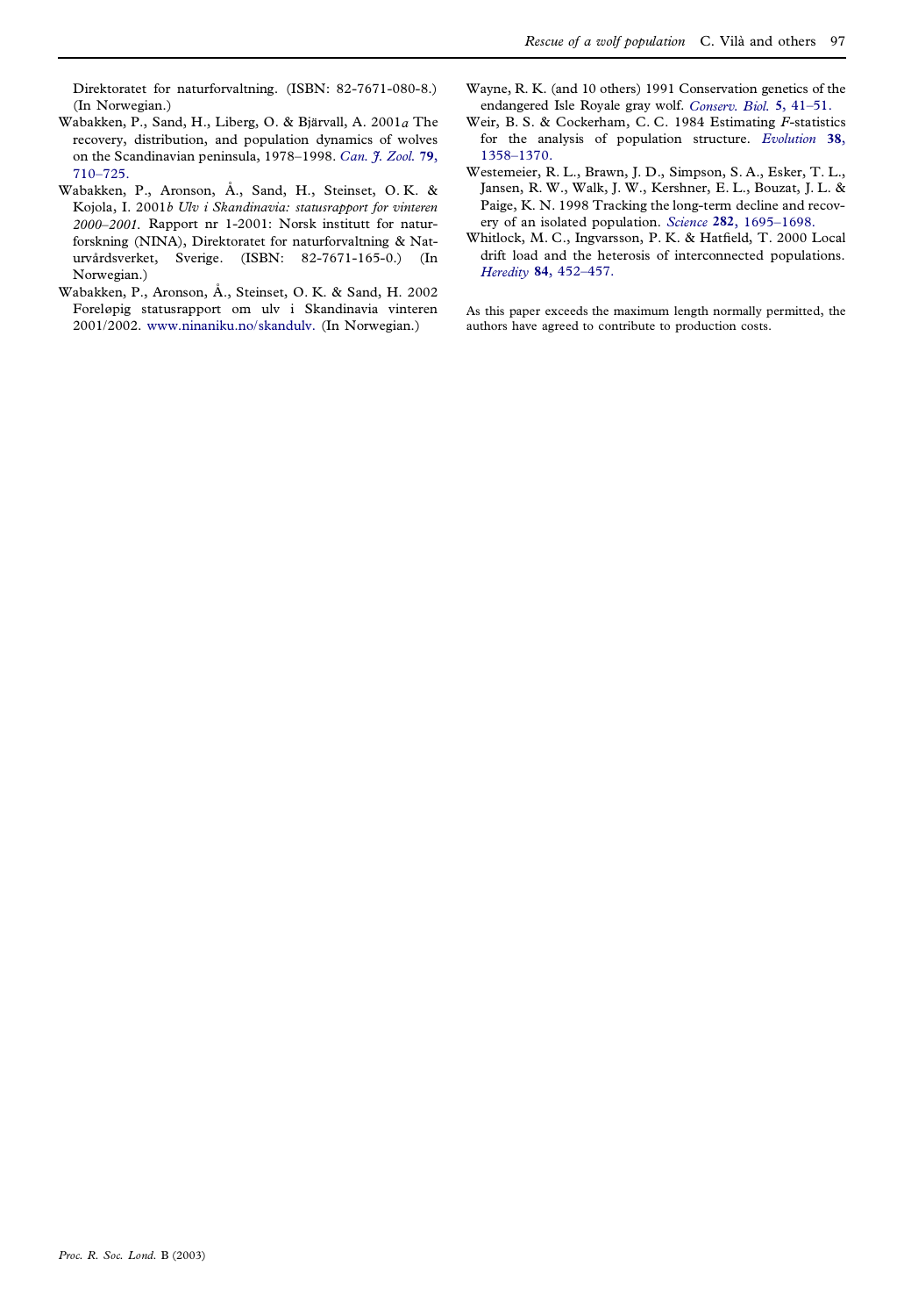Direktoratet for naturforvaltning. (ISBN: 82-7671-080-8.) (In Norwegian.)

Wabakken, P., Sand, H., Liberg, O. & Bjärvall, A. 2001*a* The recovery, distribution, and population dynamics of wolves on the Scandinavian peninsula, 1978–1998. *Can. J. Zool.* **79**, 710–725.

Wabakken, P., Aronson, Å., Sand, H., Steinset, O. K. & Kojola, I. 2001*b* *Ulv i Skandinavia: statusrapport for vinteren 2000–2001.* Rapport nr 1-2001: Norsk institutt for naturforskning (NINA), Direktoratet for naturforvaltning & Naturvårdsverket, Sverige. (ISBN: 82-7671-165-0.) (In Norwegian.)

Wabakken, P., Aronson, Å., Steinset, O. K. & Sand, H. 2002 Foreløpig statusrapport om ulv i Skandinavia vinteren 2001/2002. www.ninaniku.no/skandulv. (In Norwegian.)

Wayne, R. K. (and 10 others) 1991 Conservation genetics of the endangered Isle Royale gray wolf. *Conserv. Biol.* **5**, 41–51.

Weir, B. S. & Cockerham, C. C. 1984 Estimating *F*-statistics for the analysis of population structure. *Evolution* **38**, 1358–1370.

Westemeier, R. L., Brawn, J. D., Simpson, S. A., Esker, T. L., Jansen, R. W., Walk, J. W., Kershner, E. L., Bouzat, J. L. & Paige, K. N. 1998 Tracking the long-term decline and recovery of an isolated population. *Science* **282**, 1695–1698.

Whitlock, M. C., Ingvarsson, P. K. & Hatfield, T. 2000 Local drift load and the heterosis of interconnected populations. *Heredity* **84**, 452–457.

As this paper exceeds the maximum length normally permitted, the authors have agreed to contribute to production costs.